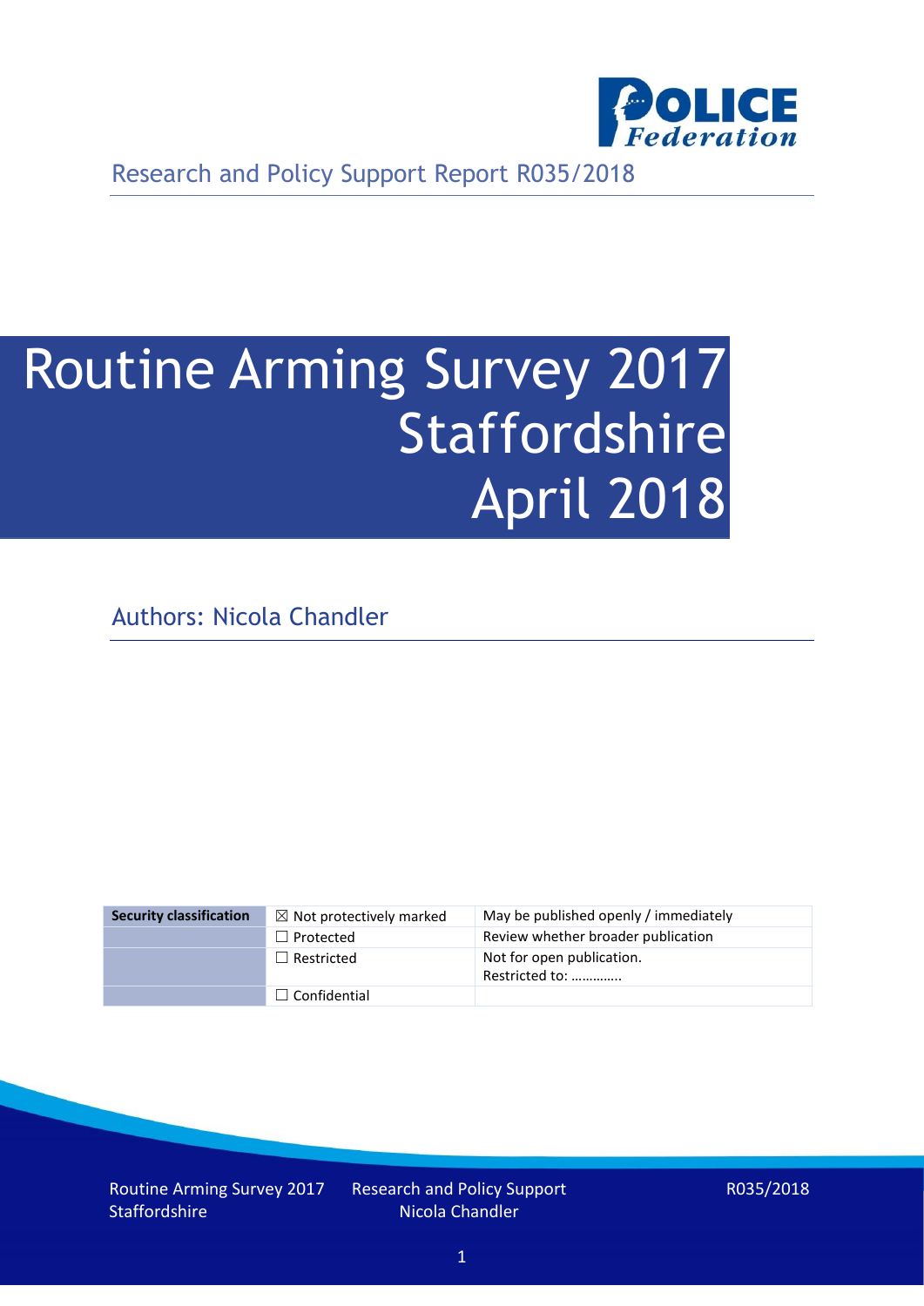Research and Policy Support Report R035/2018

# Routine Arming Survey 2017 Staffordshire April 2018

Authors: Nicola Chandler

| Security classification | ☒ Not protectively marked | May be published openly / immediately |
|---|---|---|
| | ☐ Protected | Review whether broader publication |
| | ☐ Restricted | Not for open publication. Restricted to: ………….. |
| | ☐ Confidential | |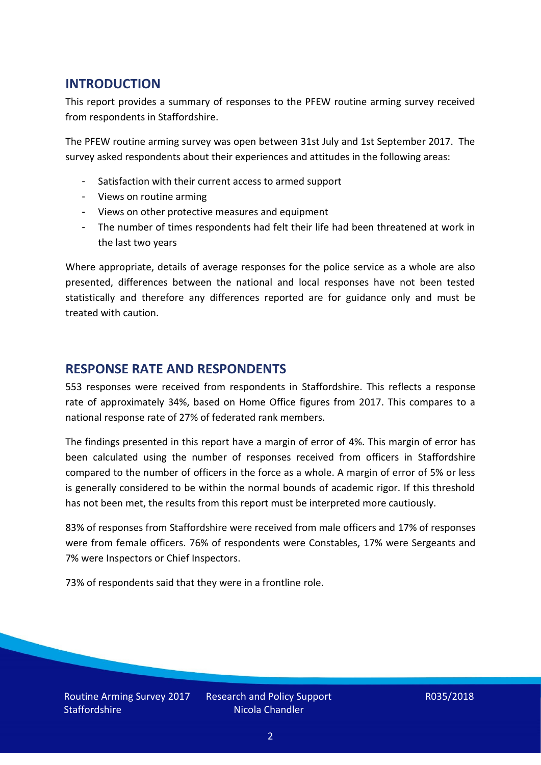## INTRODUCTION

This report provides a summary of responses to the PFEW routine arming survey received from respondents in Staffordshire.

The PFEW routine arming survey was open between 31st July and 1st September 2017. The survey asked respondents about their experiences and attitudes in the following areas:

- Satisfaction with their current access to armed support
- Views on routine arming
- Views on other protective measures and equipment
- The number of times respondents had felt their life had been threatened at work in the last two years

Where appropriate, details of average responses for the police service as a whole are also presented, differences between the national and local responses have not been tested statistically and therefore any differences reported are for guidance only and must be treated with caution.

## RESPONSE RATE AND RESPONDENTS

553 responses were received from respondents in Staffordshire. This reflects a response rate of approximately 34%, based on Home Office figures from 2017. This compares to a national response rate of 27% of federated rank members.

The findings presented in this report have a margin of error of 4%. This margin of error has been calculated using the number of responses received from officers in Staffordshire compared to the number of officers in the force as a whole. A margin of error of 5% or less is generally considered to be within the normal bounds of academic rigor. If this threshold has not been met, the results from this report must be interpreted more cautiously.

83% of responses from Staffordshire were received from male officers and 17% of responses were from female officers. 76% of respondents were Constables, 17% were Sergeants and 7% were Inspectors or Chief Inspectors.

73% of respondents said that they were in a frontline role.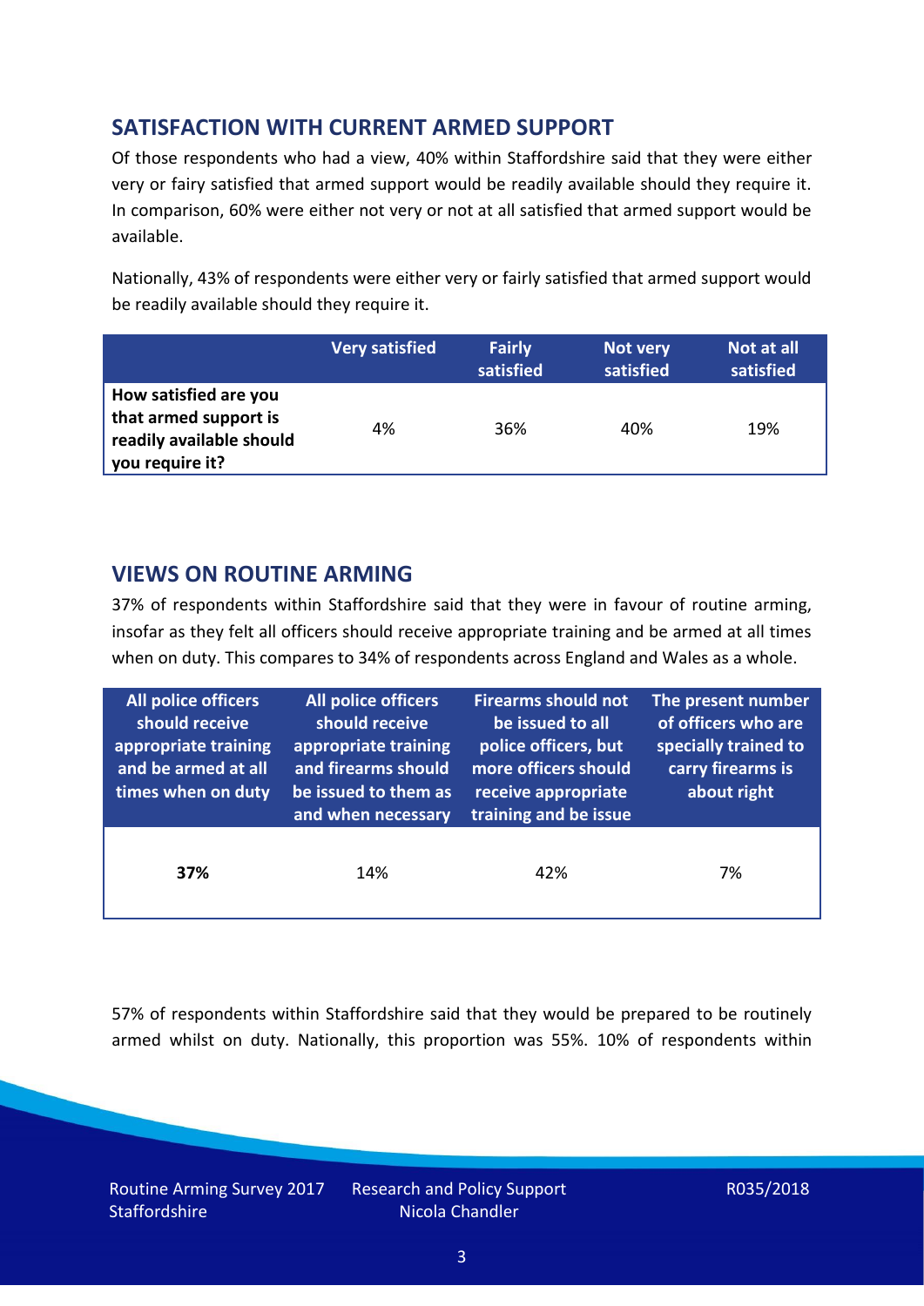## SATISFACTION WITH CURRENT ARMED SUPPORT

Of those respondents who had a view, 40% within Staffordshire said that they were either very or fairy satisfied that armed support would be readily available should they require it. In comparison, 60% were either not very or not at all satisfied that armed support would be available.

Nationally, 43% of respondents were either very or fairly satisfied that armed support would be readily available should they require it.

| | Very satisfied | Fairly satisfied | Not very satisfied | Not at all satisfied |
|---|---|---|---|---|
| **How satisfied are you that armed support is readily available should you require it?** | 4% | 36% | 40% | 19% |

## VIEWS ON ROUTINE ARMING

37% of respondents within Staffordshire said that they were in favour of routine arming, insofar as they felt all officers should receive appropriate training and be armed at all times when on duty. This compares to 34% of respondents across England and Wales as a whole.

| All police officers should receive appropriate training and be armed at all times when on duty | All police officers should receive appropriate training and firearms should be issued to them as and when necessary | Firearms should not be issued to all police officers, but more officers should receive appropriate training and be issue | The present number of officers who are specially trained to carry firearms is about right |
|---|---|---|---|
| **37%** | 14% | 42% | 7% |

57% of respondents within Staffordshire said that they would be prepared to be routinely armed whilst on duty. Nationally, this proportion was 55%. 10% of respondents within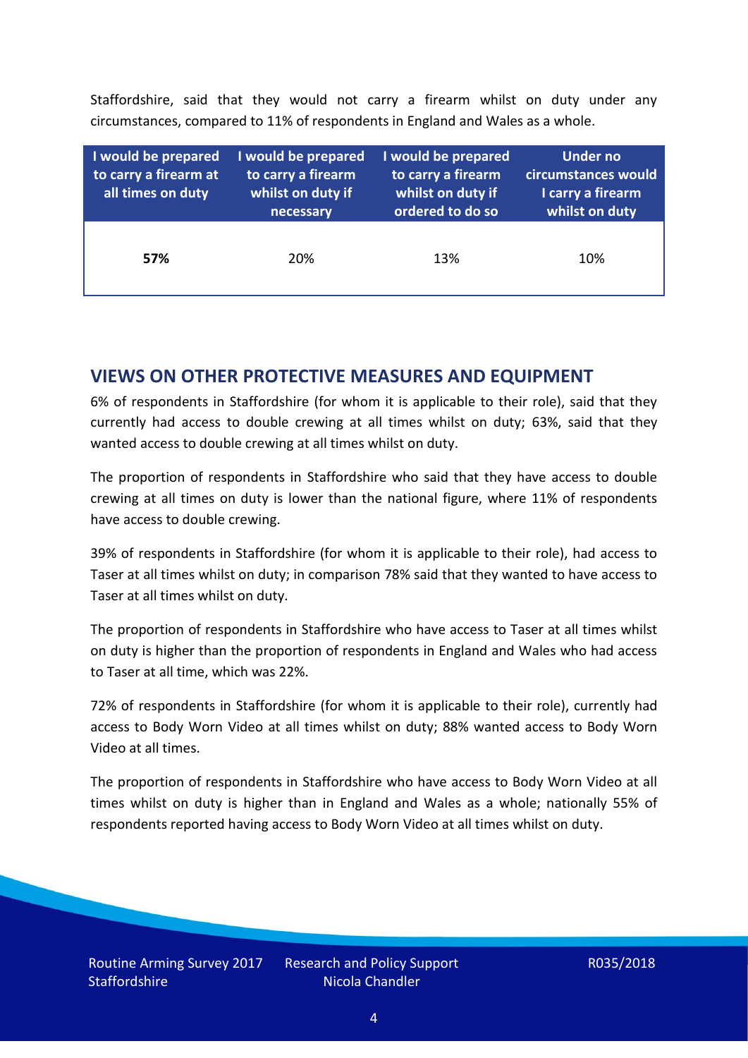Staffordshire, said that they would not carry a firearm whilst on duty under any circumstances, compared to 11% of respondents in England and Wales as a whole.

| I would be prepared to carry a firearm at all times on duty | I would be prepared to carry a firearm whilst on duty if necessary | I would be prepared to carry a firearm whilst on duty if ordered to do so | Under no circumstances would I carry a firearm whilst on duty |
|---|---|---|---|
| **57%** | 20% | 13% | 10% |

## VIEWS ON OTHER PROTECTIVE MEASURES AND EQUIPMENT

6% of respondents in Staffordshire (for whom it is applicable to their role), said that they currently had access to double crewing at all times whilst on duty; 63%, said that they wanted access to double crewing at all times whilst on duty.

The proportion of respondents in Staffordshire who said that they have access to double crewing at all times on duty is lower than the national figure, where 11% of respondents have access to double crewing.

39% of respondents in Staffordshire (for whom it is applicable to their role), had access to Taser at all times whilst on duty; in comparison 78% said that they wanted to have access to Taser at all times whilst on duty.

The proportion of respondents in Staffordshire who have access to Taser at all times whilst on duty is higher than the proportion of respondents in England and Wales who had access to Taser at all time, which was 22%.

72% of respondents in Staffordshire (for whom it is applicable to their role), currently had access to Body Worn Video at all times whilst on duty; 88% wanted access to Body Worn Video at all times.

The proportion of respondents in Staffordshire who have access to Body Worn Video at all times whilst on duty is higher than in England and Wales as a whole; nationally 55% of respondents reported having access to Body Worn Video at all times whilst on duty.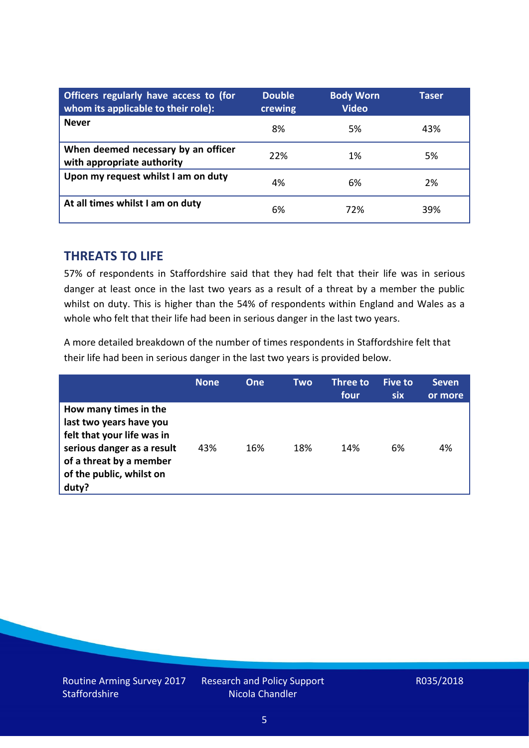| Officers regularly have access to (for whom its applicable to their role): | Double crewing | Body Worn Video | Taser |
|---|---|---|---|
| **Never** | 8% | 5% | 43% |
| **When deemed necessary by an officer with appropriate authority** | 22% | 1% | 5% |
| **Upon my request whilst I am on duty** | 4% | 6% | 2% |
| **At all times whilst I am on duty** | 6% | 72% | 39% |

## THREATS TO LIFE

57% of respondents in Staffordshire said that they had felt that their life was in serious danger at least once in the last two years as a result of a threat by a member the public whilst on duty. This is higher than the 54% of respondents within England and Wales as a whole who felt that their life had been in serious danger in the last two years.

A more detailed breakdown of the number of times respondents in Staffordshire felt that their life had been in serious danger in the last two years is provided below.

| | None | One | Two | Three to four | Five to six | Seven or more |
|---|---|---|---|---|---|---|
| **How many times in the last two years have you felt that your life was in serious danger as a result of a threat by a member of the public, whilst on duty?** | 43% | 16% | 18% | 14% | 6% | 4% |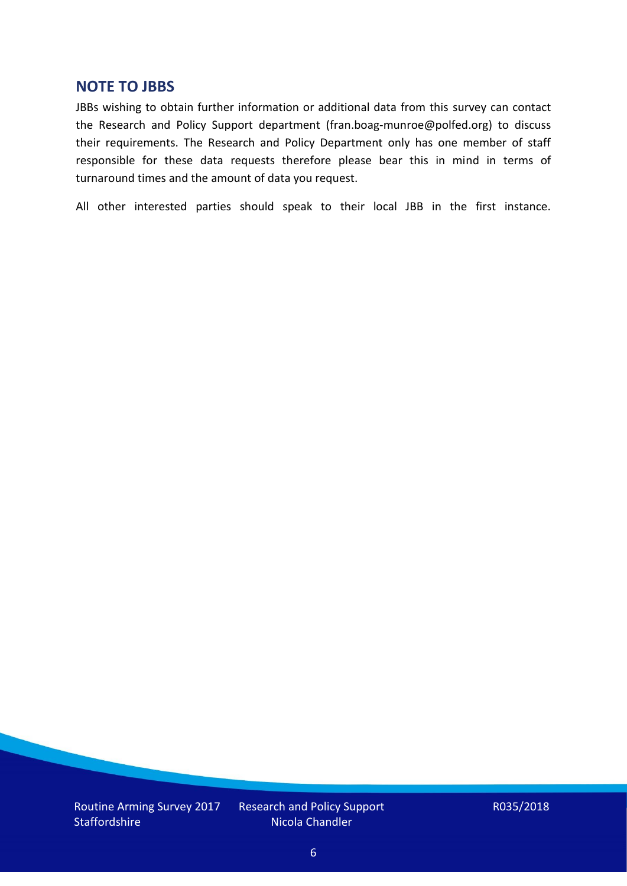## NOTE TO JBBS

JBBs wishing to obtain further information or additional data from this survey can contact the Research and Policy Support department (fran.boag-munroe@polfed.org) to discuss their requirements. The Research and Policy Department only has one member of staff responsible for these data requests therefore please bear this in mind in terms of turnaround times and the amount of data you request.

All other interested parties should speak to their local JBB in the first instance.